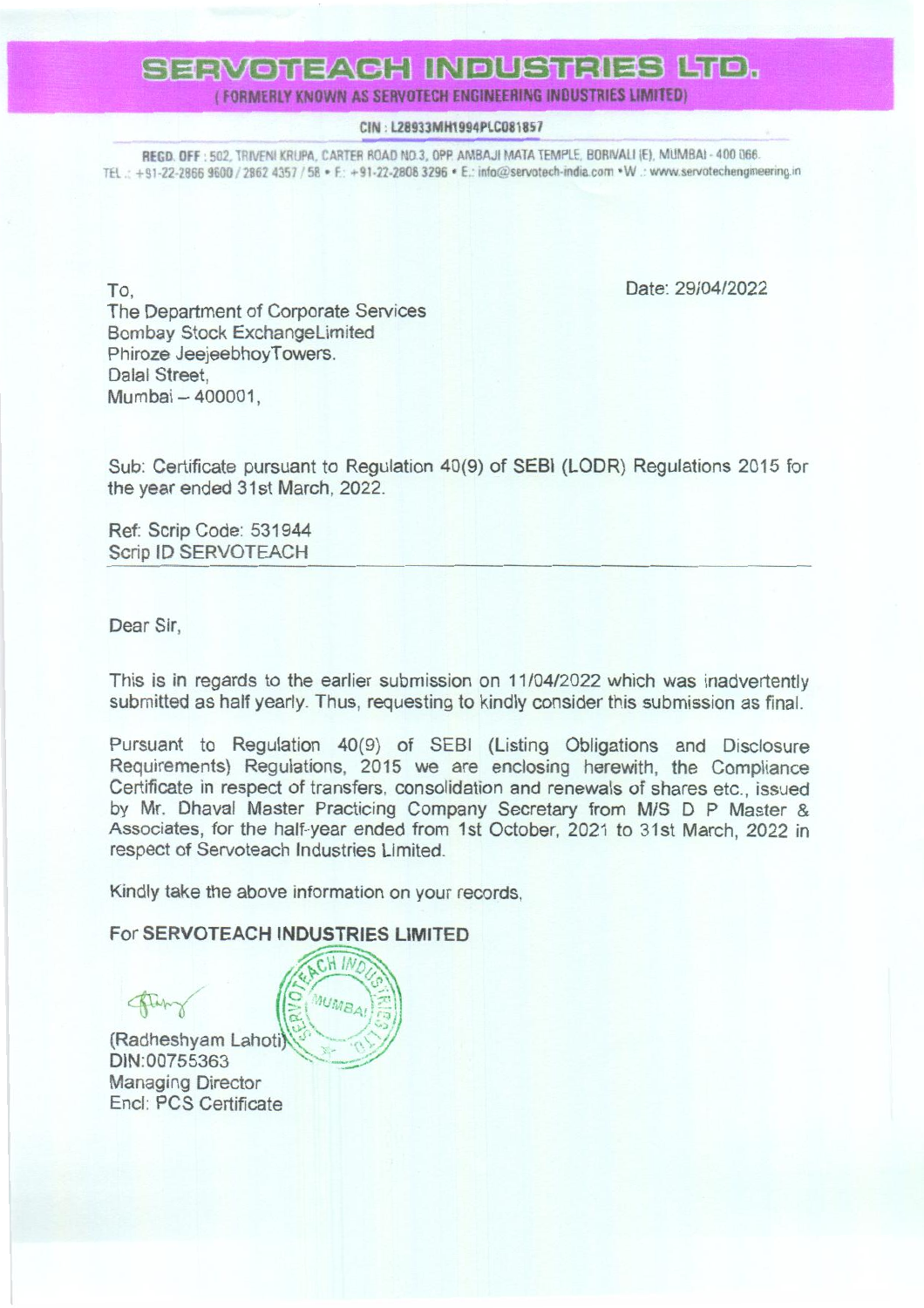# SERVOTEACH INDUSTRIES LTD.

(FORMERLY KNOWN AS SERVOTECH ENGINEERING INDUSTRIES LIMITED)

CIN : L28933MH1994PLC081857

REGD. OFF : 502, TRIVENI KRUPA, CARTER ROAD NO.3, OPP AMBAJI MATA TEMPLE, BORIVALI (E), MUMBAI - 400 066.
TEL.: +91-22-2866 9600 / 2862 4357 / 58 • F.: +91-22-2808 3296 • E.: info@servotech-india.com • W.: www.servotechengineering.in

To,
The Department of Corporate Services
Bombay Stock ExchangeLimited
Phiroze JeejeebhoyTowers.
Dalal Street,
Mumbai – 400001,

Date: 29/04/2022

Sub: Certificate pursuant to Regulation 40(9) of SEBI (LODR) Regulations 2015 for the year ended 31st March, 2022.

Ref: Scrip Code: 531944
Scrip ID SERVOTEACH

Dear Sir,

This is in regards to the earlier submission on 11/04/2022 which was inadvertently submitted as half yearly. Thus, requesting to kindly consider this submission as final.

Pursuant to Regulation 40(9) of SEBI (Listing Obligations and Disclosure Requirements) Regulations, 2015 we are enclosing herewith, the Compliance Certificate in respect of transfers, consolidation and renewals of shares etc., issued by Mr. Dhaval Master Practicing Company Secretary from M/S D P Master & Associates, for the half-year ended from 1st October, 2021 to 31st March, 2022 in respect of Servoteach Industries Limited.

Kindly take the above information on your records,

**For SERVOTEACH INDUSTRIES LIMITED**

(Radheshyam Lahoti)
DIN:00755363
Managing Director
Encl: PCS Certificate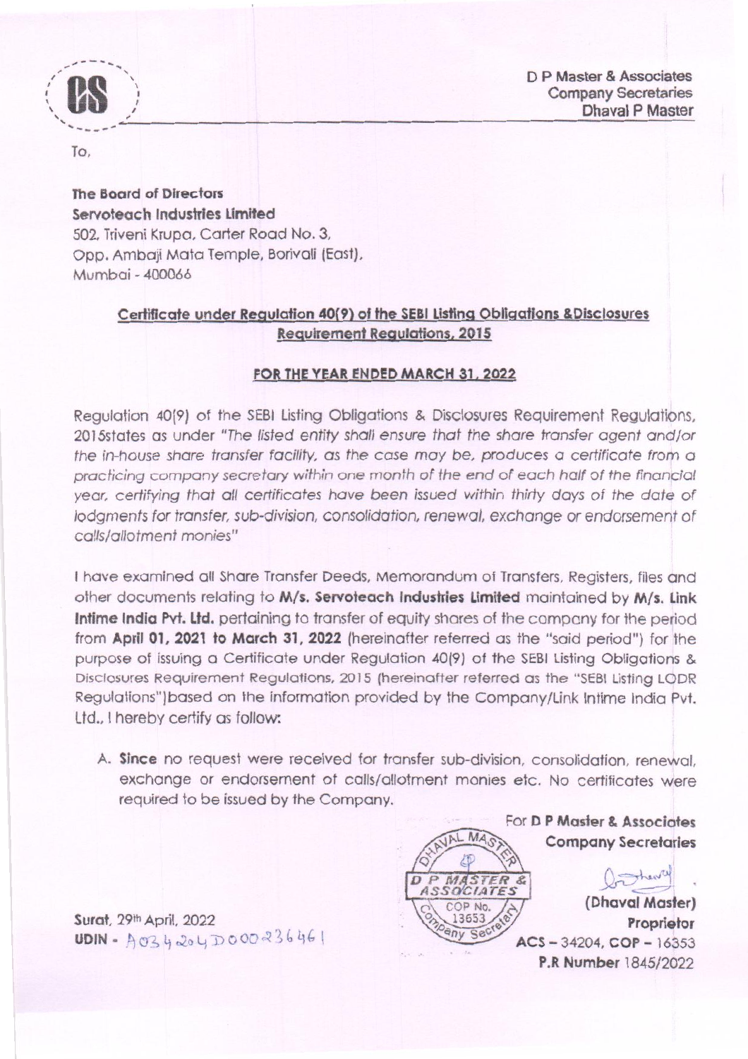D P Master & Associates
Company Secretaries
Dhaval P Master

To,

**The Board of Directors**
**Servoteach Industries Limited**
502, Triveni Krupa, Carter Road No. 3,
Opp. Ambaji Mata Temple, Borivali (East),
Mumbai - 400066

## Certificate under Regulation 40(9) of the SEBI Listing Obligations &Disclosures Requirement Regulations, 2015

### FOR THE YEAR ENDED MARCH 31, 2022

Regulation 40(9) of the SEBI Listing Obligations & Disclosures Requirement Regulations, 2015states as under "*The listed entity shall ensure that the share transfer agent and/or the in-house share transfer facility, as the case may be, produces a certificate from a practicing company secretary within one month of the end of each half of the financial year, certifying that all certificates have been issued within thirty days of the date of lodgments for transfer, sub-division, consolidation, renewal, exchange or endorsement of calls/allotment monies*"

I have examined all Share Transfer Deeds, Memorandum of Transfers, Registers, files and other documents relating to **M/s. Servoteach Industries Limited** maintained by **M/s. Link Intime India Pvt. Ltd.** pertaining to transfer of equity shares of the company for the period from **April 01, 2021 to March 31, 2022** (hereinafter referred as the "said period") for the purpose of issuing a Certificate under Regulation 40(9) of the SEBI Listing Obligations & Disclosures Requirement Regulations, 2015 (hereinafter referred as the "SEBI Listing LODR Regulations")based on the information provided by the Company/Link Intime India Pvt. Ltd., I hereby certify as follow:

A. **Since** no request were received for transfer sub-division, consolidation, renewal, exchange or endorsement of calls/allotment monies etc. No certificates were required to be issued by the Company.

For **D P Master & Associates**
**Company Secretaries**

**(Dhaval Master)**
**Proprietor**
**ACS – 34204, COP – 16353**
**P.R Number** 1845/2022

**Surat**, 29th April, 2022
**UDIN** - A034204D000236461